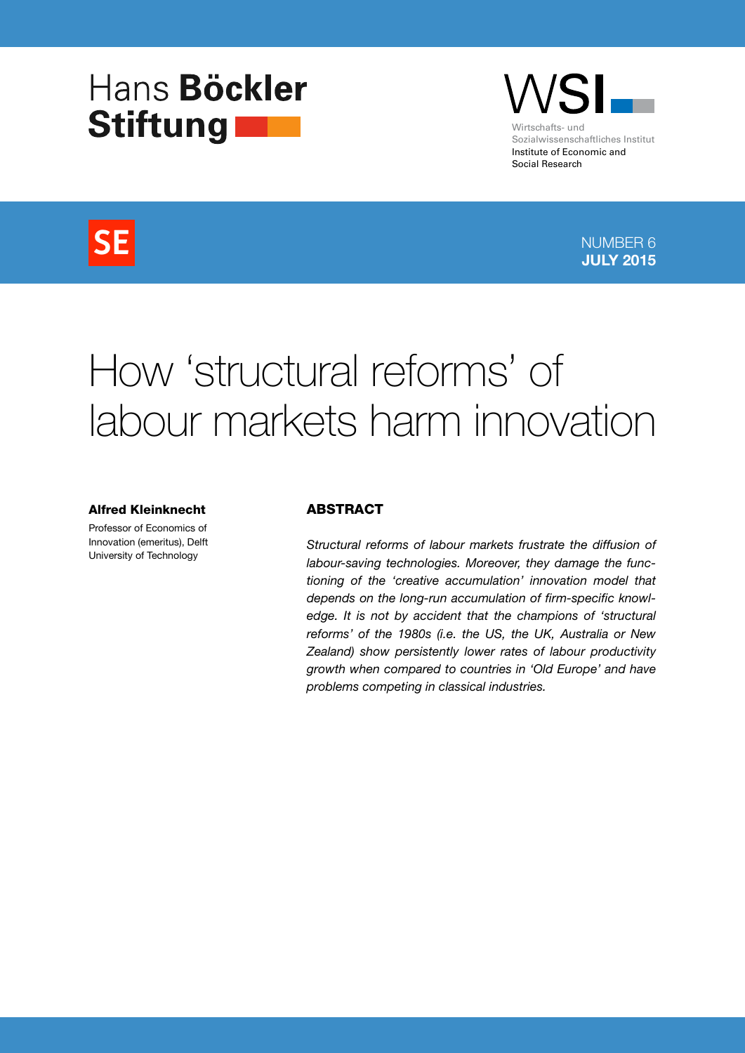Hans **Böckler Stiftung**

WSI

Wirtschafts- und Sozialwissenschaftliches Institut
Institute of Economic and Social Research

SE

NUMBER 6
**JULY 2015**

# How ‘structural reforms’ of labour markets harm innovation

**Alfred Kleinknecht**

Professor of Economics of Innovation (emeritus), Delft University of Technology

### ABSTRACT

*Structural reforms of labour markets frustrate the diffusion of labour-saving technologies. Moreover, they damage the functioning of the ‘creative accumulation’ innovation model that depends on the long-run accumulation of firm-specific knowledge. It is not by accident that the champions of ‘structural reforms’ of the 1980s (i.e. the US, the UK, Australia or New Zealand) show persistently lower rates of labour productivity growth when compared to countries in ‘Old Europe’ and have problems competing in classical industries.*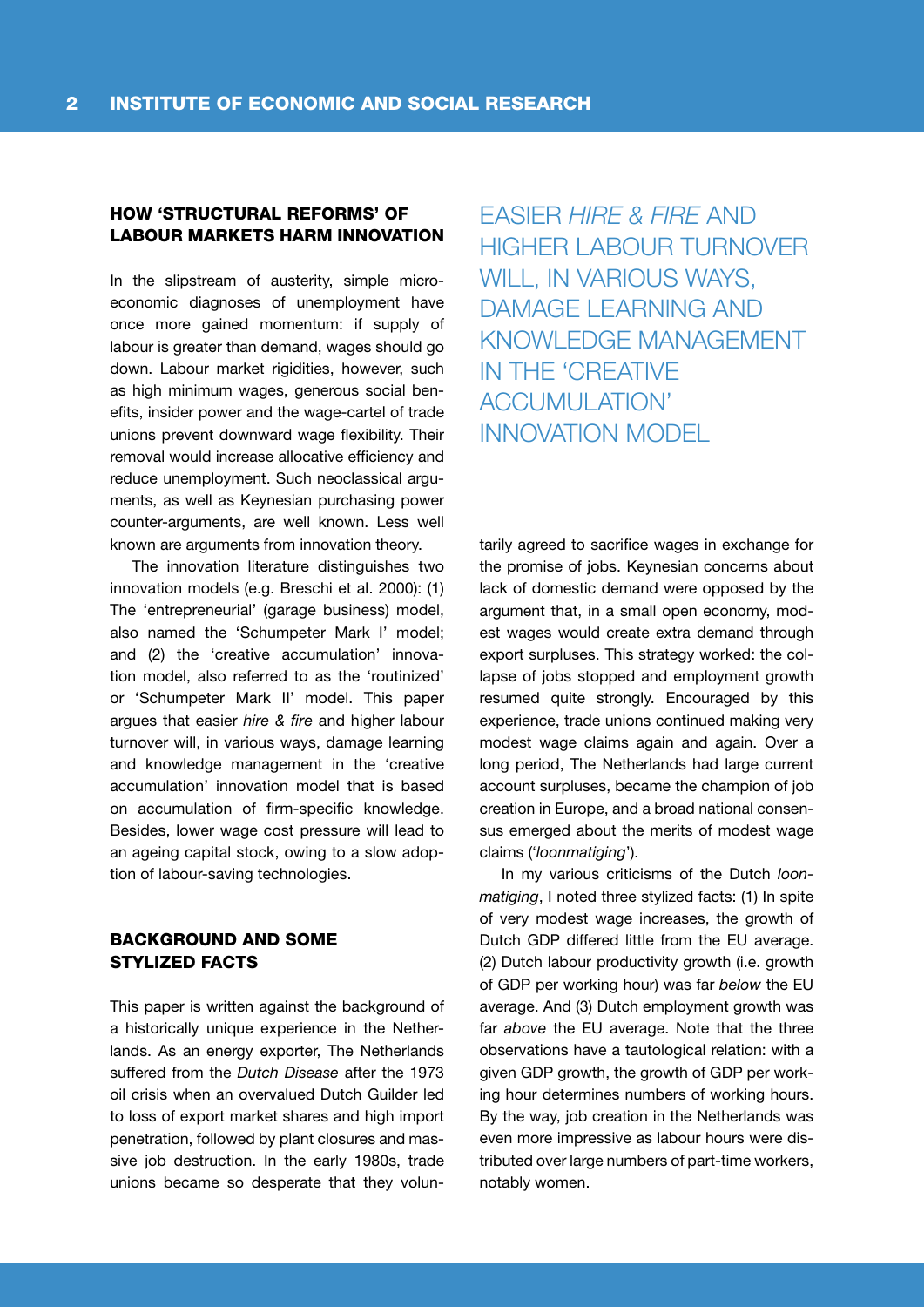## HOW 'STRUCTURAL REFORMS' OF LABOUR MARKETS HARM INNOVATION

In the slipstream of austerity, simple microeconomic diagnoses of unemployment have once more gained momentum: if supply of labour is greater than demand, wages should go down. Labour market rigidities, however, such as high minimum wages, generous social benefits, insider power and the wage-cartel of trade unions prevent downward wage flexibility. Their removal would increase allocative efficiency and reduce unemployment. Such neoclassical arguments, as well as Keynesian purchasing power counter-arguments, are well known. Less well known are arguments from innovation theory.

The innovation literature distinguishes two innovation models (e.g. Breschi et al. 2000): (1) The 'entrepreneurial' (garage business) model, also named the 'Schumpeter Mark I' model; and (2) the 'creative accumulation' innovation model, also referred to as the 'routinized' or 'Schumpeter Mark II' model. This paper argues that easier *hire & fire* and higher labour turnover will, in various ways, damage learning and knowledge management in the 'creative accumulation' innovation model that is based on accumulation of firm-specific knowledge. Besides, lower wage cost pressure will lead to an ageing capital stock, owing to a slow adoption of labour-saving technologies.

> EASIER *HIRE & FIRE* AND HIGHER LABOUR TURNOVER WILL, IN VARIOUS WAYS, DAMAGE LEARNING AND KNOWLEDGE MANAGEMENT IN THE 'CREATIVE ACCUMULATION' INNOVATION MODEL

## BACKGROUND AND SOME STYLIZED FACTS

This paper is written against the background of a historically unique experience in the Netherlands. As an energy exporter, The Netherlands suffered from the *Dutch Disease* after the 1973 oil crisis when an overvalued Dutch Guilder led to loss of export market shares and high import penetration, followed by plant closures and massive job destruction. In the early 1980s, trade unions became so desperate that they voluntarily agreed to sacrifice wages in exchange for the promise of jobs. Keynesian concerns about lack of domestic demand were opposed by the argument that, in a small open economy, modest wages would create extra demand through export surpluses. This strategy worked: the collapse of jobs stopped and employment growth resumed quite strongly. Encouraged by this experience, trade unions continued making very modest wage claims again and again. Over a long period, The Netherlands had large current account surpluses, became the champion of job creation in Europe, and a broad national consensus emerged about the merits of modest wage claims ('*loonmatiging*').

In my various criticisms of the Dutch *loonmatiging*, I noted three stylized facts: (1) In spite of very modest wage increases, the growth of Dutch GDP differed little from the EU average. (2) Dutch labour productivity growth (i.e. growth of GDP per working hour) was far *below* the EU average. And (3) Dutch employment growth was far *above* the EU average. Note that the three observations have a tautological relation: with a given GDP growth, the growth of GDP per working hour determines numbers of working hours. By the way, job creation in the Netherlands was even more impressive as labour hours were distributed over large numbers of part-time workers, notably women.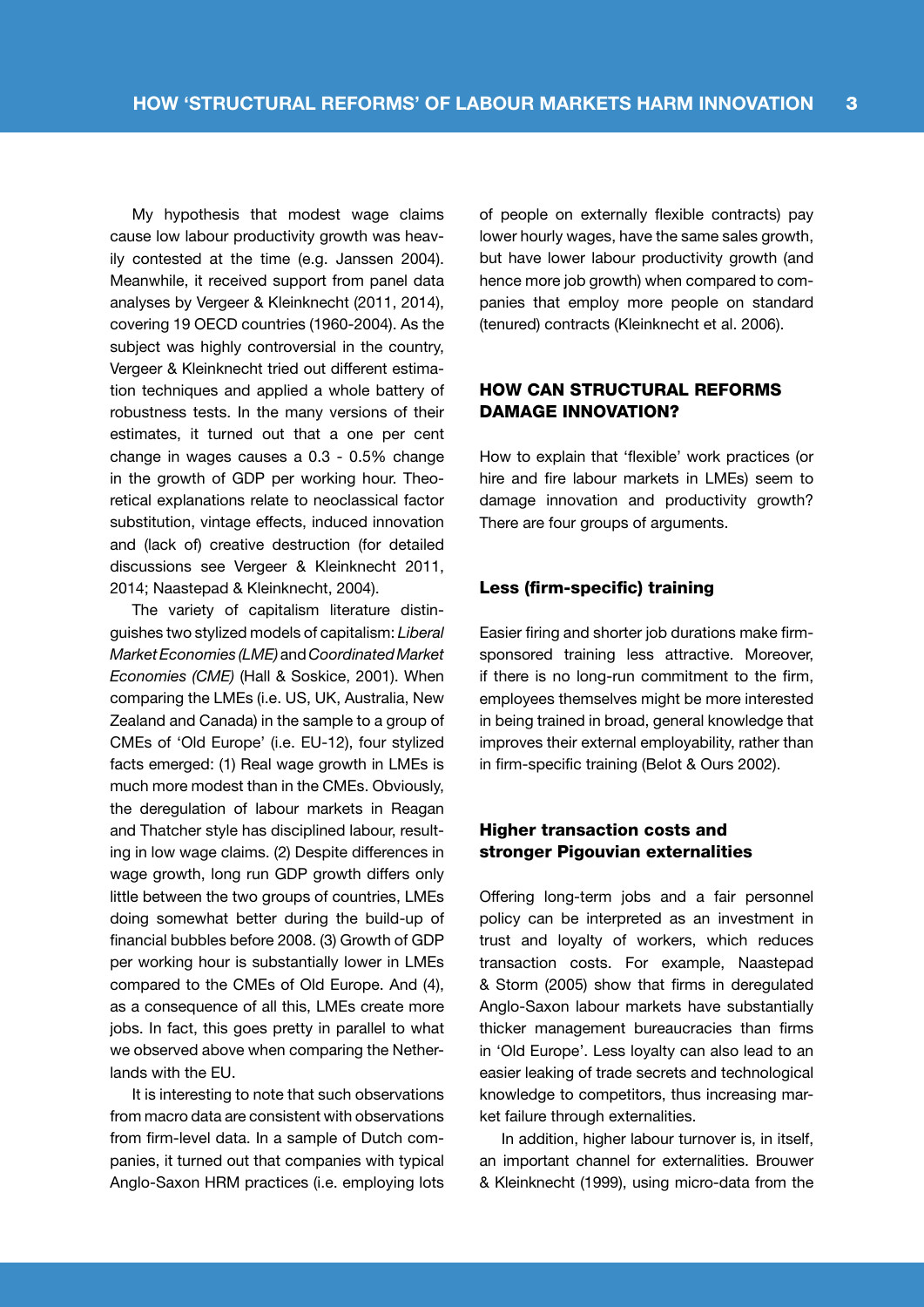My hypothesis that modest wage claims cause low labour productivity growth was heavily contested at the time (e.g. Janssen 2004). Meanwhile, it received support from panel data analyses by Vergeer & Kleinknecht (2011, 2014), covering 19 OECD countries (1960-2004). As the subject was highly controversial in the country, Vergeer & Kleinknecht tried out different estimation techniques and applied a whole battery of robustness tests. In the many versions of their estimates, it turned out that a one per cent change in wages causes a 0.3 - 0.5% change in the growth of GDP per working hour. Theoretical explanations relate to neoclassical factor substitution, vintage effects, induced innovation and (lack of) creative destruction (for detailed discussions see Vergeer & Kleinknecht 2011, 2014; Naastepad & Kleinknecht, 2004).

The variety of capitalism literature distinguishes two stylized models of capitalism: *Liberal Market Economies (LME)* and *Coordinated Market Economies (CME)* (Hall & Soskice, 2001). When comparing the LMEs (i.e. US, UK, Australia, New Zealand and Canada) in the sample to a group of CMEs of 'Old Europe' (i.e. EU-12), four stylized facts emerged: (1) Real wage growth in LMEs is much more modest than in the CMEs. Obviously, the deregulation of labour markets in Reagan and Thatcher style has disciplined labour, resulting in low wage claims. (2) Despite differences in wage growth, long run GDP growth differs only little between the two groups of countries, LMEs doing somewhat better during the build-up of financial bubbles before 2008. (3) Growth of GDP per working hour is substantially lower in LMEs compared to the CMEs of Old Europe. And (4), as a consequence of all this, LMEs create more jobs. In fact, this goes pretty in parallel to what we observed above when comparing the Netherlands with the EU.

It is interesting to note that such observations from macro data are consistent with observations from firm-level data. In a sample of Dutch companies, it turned out that companies with typical Anglo-Saxon HRM practices (i.e. employing lots of people on externally flexible contracts) pay lower hourly wages, have the same sales growth, but have lower labour productivity growth (and hence more job growth) when compared to companies that employ more people on standard (tenured) contracts (Kleinknecht et al. 2006).

## HOW CAN STRUCTURAL REFORMS DAMAGE INNOVATION?

How to explain that 'flexible' work practices (or hire and fire labour markets in LMEs) seem to damage innovation and productivity growth? There are four groups of arguments.

### Less (firm-specific) training

Easier firing and shorter job durations make firm-sponsored training less attractive. Moreover, if there is no long-run commitment to the firm, employees themselves might be more interested in being trained in broad, general knowledge that improves their external employability, rather than in firm-specific training (Belot & Ours 2002).

### Higher transaction costs and stronger Pigouvian externalities

Offering long-term jobs and a fair personnel policy can be interpreted as an investment in trust and loyalty of workers, which reduces transaction costs. For example, Naastepad & Storm (2005) show that firms in deregulated Anglo-Saxon labour markets have substantially thicker management bureaucracies than firms in 'Old Europe'. Less loyalty can also lead to an easier leaking of trade secrets and technological knowledge to competitors, thus increasing market failure through externalities.

In addition, higher labour turnover is, in itself, an important channel for externalities. Brouwer & Kleinknecht (1999), using micro-data from the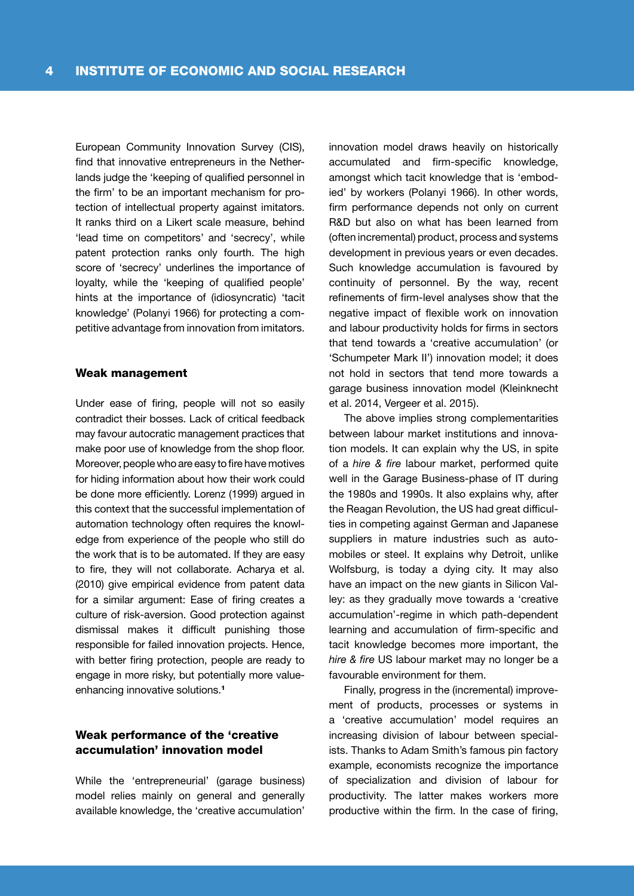European Community Innovation Survey (CIS), find that innovative entrepreneurs in the Netherlands judge the 'keeping of qualified personnel in the firm' to be an important mechanism for protection of intellectual property against imitators. It ranks third on a Likert scale measure, behind 'lead time on competitors' and 'secrecy', while patent protection ranks only fourth. The high score of 'secrecy' underlines the importance of loyalty, while the 'keeping of qualified people' hints at the importance of (idiosyncratic) 'tacit knowledge' (Polanyi 1966) for protecting a competitive advantage from innovation from imitators.

### Weak management

Under ease of firing, people will not so easily contradict their bosses. Lack of critical feedback may favour autocratic management practices that make poor use of knowledge from the shop floor. Moreover, people who are easy to fire have motives for hiding information about how their work could be done more efficiently. Lorenz (1999) argued in this context that the successful implementation of automation technology often requires the knowledge from experience of the people who still do the work that is to be automated. If they are easy to fire, they will not collaborate. Acharya et al. (2010) give empirical evidence from patent data for a similar argument: Ease of firing creates a culture of risk-aversion. Good protection against dismissal makes it difficult punishing those responsible for failed innovation projects. Hence, with better firing protection, people are ready to engage in more risky, but potentially more value-enhancing innovative solutions.[1]

### Weak performance of the 'creative accumulation' innovation model

While the 'entrepreneurial' (garage business) model relies mainly on general and generally available knowledge, the 'creative accumulation' innovation model draws heavily on historically accumulated and firm-specific knowledge, amongst which tacit knowledge that is 'embodied' by workers (Polanyi 1966). In other words, firm performance depends not only on current R&D but also on what has been learned from (often incremental) product, process and systems development in previous years or even decades. Such knowledge accumulation is favoured by continuity of personnel. By the way, recent refinements of firm-level analyses show that the negative impact of flexible work on innovation and labour productivity holds for firms in sectors that tend towards a 'creative accumulation' (or 'Schumpeter Mark II') innovation model; it does not hold in sectors that tend more towards a garage business innovation model (Kleinknecht et al. 2014, Vergeer et al. 2015).

The above implies strong complementarities between labour market institutions and innovation models. It can explain why the US, in spite of a *hire & fire* labour market, performed quite well in the Garage Business-phase of IT during the 1980s and 1990s. It also explains why, after the Reagan Revolution, the US had great difficulties in competing against German and Japanese suppliers in mature industries such as automobiles or steel. It explains why Detroit, unlike Wolfsburg, is today a dying city. It may also have an impact on the new giants in Silicon Valley: as they gradually move towards a 'creative accumulation'-regime in which path-dependent learning and accumulation of firm-specific and tacit knowledge becomes more important, the *hire & fire* US labour market may no longer be a favourable environment for them.

Finally, progress in the (incremental) improvement of products, processes or systems in a 'creative accumulation' model requires an increasing division of labour between specialists. Thanks to Adam Smith's famous pin factory example, economists recognize the importance of specialization and division of labour for productivity. The latter makes workers more productive within the firm. In the case of firing,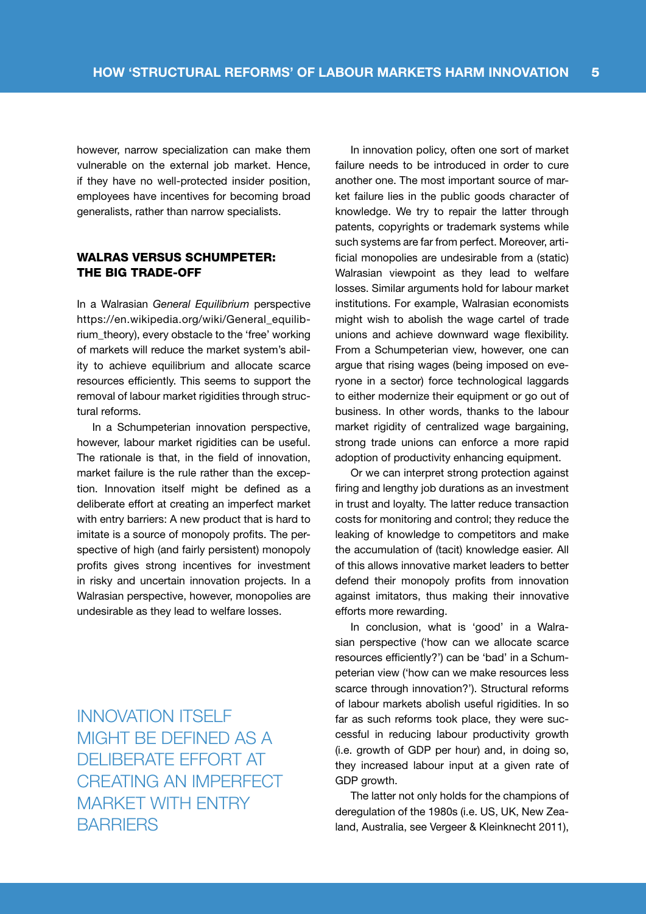however, narrow specialization can make them vulnerable on the external job market. Hence, if they have no well-protected insider position, employees have incentives for becoming broad generalists, rather than narrow specialists.

## WALRAS VERSUS SCHUMPETER: THE BIG TRADE-OFF

In a Walrasian *General Equilibrium* perspective https://en.wikipedia.org/wiki/General_equilibrium_theory), every obstacle to the 'free' working of markets will reduce the market system's ability to achieve equilibrium and allocate scarce resources efficiently. This seems to support the removal of labour market rigidities through structural reforms.

In a Schumpeterian innovation perspective, however, labour market rigidities can be useful. The rationale is that, in the field of innovation, market failure is the rule rather than the exception. Innovation itself might be defined as a deliberate effort at creating an imperfect market with entry barriers: A new product that is hard to imitate is a source of monopoly profits. The perspective of high (and fairly persistent) monopoly profits gives strong incentives for investment in risky and uncertain innovation projects. In a Walrasian perspective, however, monopolies are undesirable as they lead to welfare losses.

INNOVATION ITSELF MIGHT BE DEFINED AS A DELIBERATE EFFORT AT CREATING AN IMPERFECT MARKET WITH ENTRY BARRIERS

In innovation policy, often one sort of market failure needs to be introduced in order to cure another one. The most important source of market failure lies in the public goods character of knowledge. We try to repair the latter through patents, copyrights or trademark systems while such systems are far from perfect. Moreover, artificial monopolies are undesirable from a (static) Walrasian viewpoint as they lead to welfare losses. Similar arguments hold for labour market institutions. For example, Walrasian economists might wish to abolish the wage cartel of trade unions and achieve downward wage flexibility. From a Schumpeterian view, however, one can argue that rising wages (being imposed on everyone in a sector) force technological laggards to either modernize their equipment or go out of business. In other words, thanks to the labour market rigidity of centralized wage bargaining, strong trade unions can enforce a more rapid adoption of productivity enhancing equipment.

Or we can interpret strong protection against firing and lengthy job durations as an investment in trust and loyalty. The latter reduce transaction costs for monitoring and control; they reduce the leaking of knowledge to competitors and make the accumulation of (tacit) knowledge easier. All of this allows innovative market leaders to better defend their monopoly profits from innovation against imitators, thus making their innovative efforts more rewarding.

In conclusion, what is 'good' in a Walrasian perspective ('how can we allocate scarce resources efficiently?') can be 'bad' in a Schumpeterian view ('how can we make resources less scarce through innovation?'). Structural reforms of labour markets abolish useful rigidities. In so far as such reforms took place, they were successful in reducing labour productivity growth (i.e. growth of GDP per hour) and, in doing so, they increased labour input at a given rate of GDP growth.

The latter not only holds for the champions of deregulation of the 1980s (i.e. US, UK, New Zealand, Australia, see Vergeer & Kleinknecht 2011),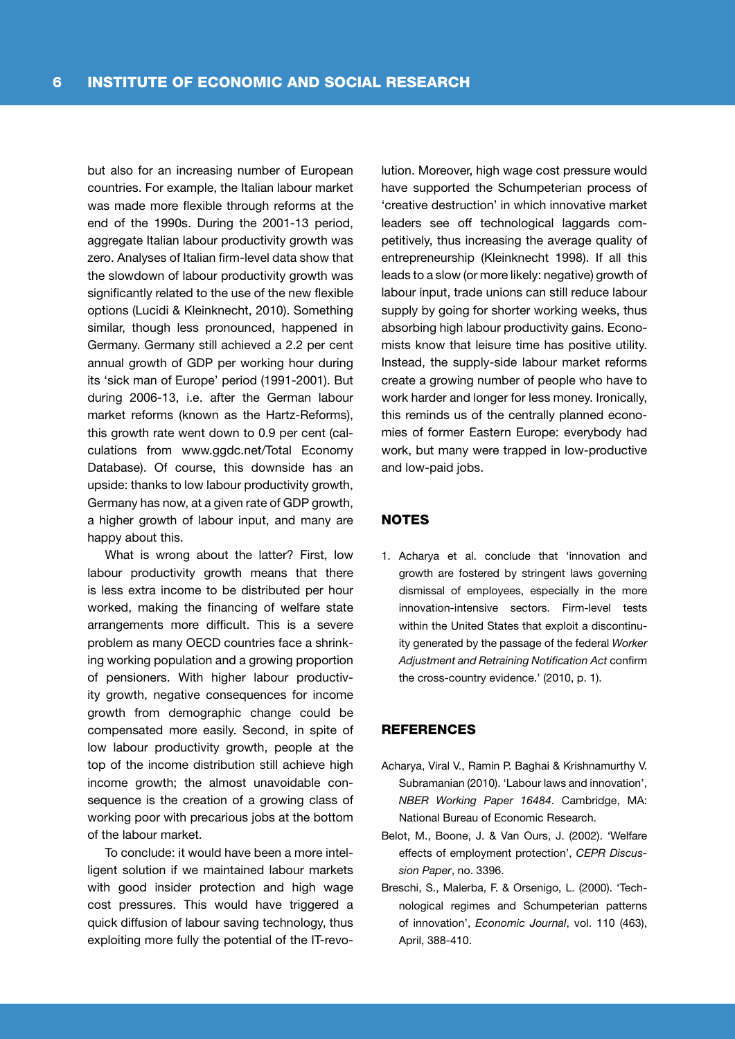but also for an increasing number of European countries. For example, the Italian labour market was made more flexible through reforms at the end of the 1990s. During the 2001-13 period, aggregate Italian labour productivity growth was zero. Analyses of Italian firm-level data show that the slowdown of labour productivity growth was significantly related to the use of the new flexible options (Lucidi & Kleinknecht, 2010). Something similar, though less pronounced, happened in Germany. Germany still achieved a 2.2 per cent annual growth of GDP per working hour during its 'sick man of Europe' period (1991-2001). But during 2006-13, i.e. after the German labour market reforms (known as the Hartz-Reforms), this growth rate went down to 0.9 per cent (calculations from www.ggdc.net/Total Economy Database). Of course, this downside has an upside: thanks to low labour productivity growth, Germany has now, at a given rate of GDP growth, a higher growth of labour input, and many are happy about this.

What is wrong about the latter? First, low labour productivity growth means that there is less extra income to be distributed per hour worked, making the financing of welfare state arrangements more difficult. This is a severe problem as many OECD countries face a shrinking working population and a growing proportion of pensioners. With higher labour productivity growth, negative consequences for income growth from demographic change could be compensated more easily. Second, in spite of low labour productivity growth, people at the top of the income distribution still achieve high income growth; the almost unavoidable consequence is the creation of a growing class of working poor with precarious jobs at the bottom of the labour market.

To conclude: it would have been a more intelligent solution if we maintained labour markets with good insider protection and high wage cost pressures. This would have triggered a quick diffusion of labour saving technology, thus exploiting more fully the potential of the IT-revolution. Moreover, high wage cost pressure would have supported the Schumpeterian process of 'creative destruction' in which innovative market leaders see off technological laggards competitively, thus increasing the average quality of entrepreneurship (Kleinknecht 1998). If all this leads to a slow (or more likely: negative) growth of labour input, trade unions can still reduce labour supply by going for shorter working weeks, thus absorbing high labour productivity gains. Economists know that leisure time has positive utility. Instead, the supply-side labour market reforms create a growing number of people who have to work harder and longer for less money. Ironically, this reminds us of the centrally planned economies of former Eastern Europe: everybody had work, but many were trapped in low-productive and low-paid jobs.

## NOTES

1. Acharya et al. conclude that 'innovation and growth are fostered by stringent laws governing dismissal of employees, especially in the more innovation-intensive sectors. Firm-level tests within the United States that exploit a discontinuity generated by the passage of the federal *Worker Adjustment and Retraining Notification Act* confirm the cross-country evidence.' (2010, p. 1).

## REFERENCES

Acharya, Viral V., Ramin P. Baghai & Krishnamurthy V. Subramanian (2010). 'Labour laws and innovation', *NBER Working Paper 16484*. Cambridge, MA: National Bureau of Economic Research.

Belot, M., Boone, J. & Van Ours, J. (2002). 'Welfare effects of employment protection', *CEPR Discussion Paper*, no. 3396.

Breschi, S., Malerba, F. & Orsenigo, L. (2000). 'Technological regimes and Schumpeterian patterns of innovation', *Economic Journal*, vol. 110 (463), April, 388-410.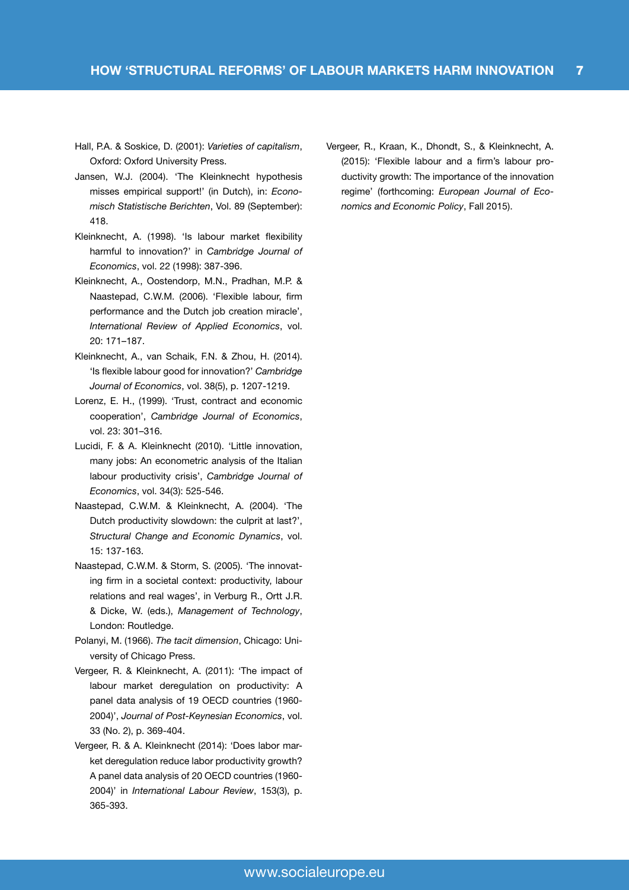Hall, P.A. & Soskice, D. (2001): *Varieties of capitalism*, Oxford: Oxford University Press.

Jansen, W.J. (2004). 'The Kleinknecht hypothesis misses empirical support!' (in Dutch), in: *Economisch Statistische Berichten*, Vol. 89 (September): 418.

Kleinknecht, A. (1998). 'Is labour market flexibility harmful to innovation?' in *Cambridge Journal of Economics*, vol. 22 (1998): 387-396.

Kleinknecht, A., Oostendorp, M.N., Pradhan, M.P. & Naastepad, C.W.M. (2006). 'Flexible labour, firm performance and the Dutch job creation miracle', *International Review of Applied Economics*, vol. 20: 171–187.

Kleinknecht, A., van Schaik, F.N. & Zhou, H. (2014). 'Is flexible labour good for innovation?' *Cambridge Journal of Economics*, vol. 38(5), p. 1207-1219.

Lorenz, E. H., (1999). 'Trust, contract and economic cooperation', *Cambridge Journal of Economics*, vol. 23: 301–316.

Lucidi, F. & A. Kleinknecht (2010). 'Little innovation, many jobs: An econometric analysis of the Italian labour productivity crisis', *Cambridge Journal of Economics*, vol. 34(3): 525-546.

Naastepad, C.W.M. & Kleinknecht, A. (2004). 'The Dutch productivity slowdown: the culprit at last?', *Structural Change and Economic Dynamics*, vol. 15: 137-163.

Naastepad, C.W.M. & Storm, S. (2005). 'The innovating firm in a societal context: productivity, labour relations and real wages', in Verburg R., Ortt J.R. & Dicke, W. (eds.), *Management of Technology*, London: Routledge.

Polanyi, M. (1966). *The tacit dimension*, Chicago: University of Chicago Press.

Vergeer, R. & Kleinknecht, A. (2011): 'The impact of labour market deregulation on productivity: A panel data analysis of 19 OECD countries (1960-2004)', *Journal of Post-Keynesian Economics*, vol. 33 (No. 2), p. 369-404.

Vergeer, R. & A. Kleinknecht (2014): 'Does labor market deregulation reduce labor productivity growth? A panel data analysis of 20 OECD countries (1960-2004)' in *International Labour Review*, 153(3), p. 365-393.

Vergeer, R., Kraan, K., Dhondt, S., & Kleinknecht, A. (2015): 'Flexible labour and a firm's labour productivity growth: The importance of the innovation regime' (forthcoming: *European Journal of Economics and Economic Policy*, Fall 2015).